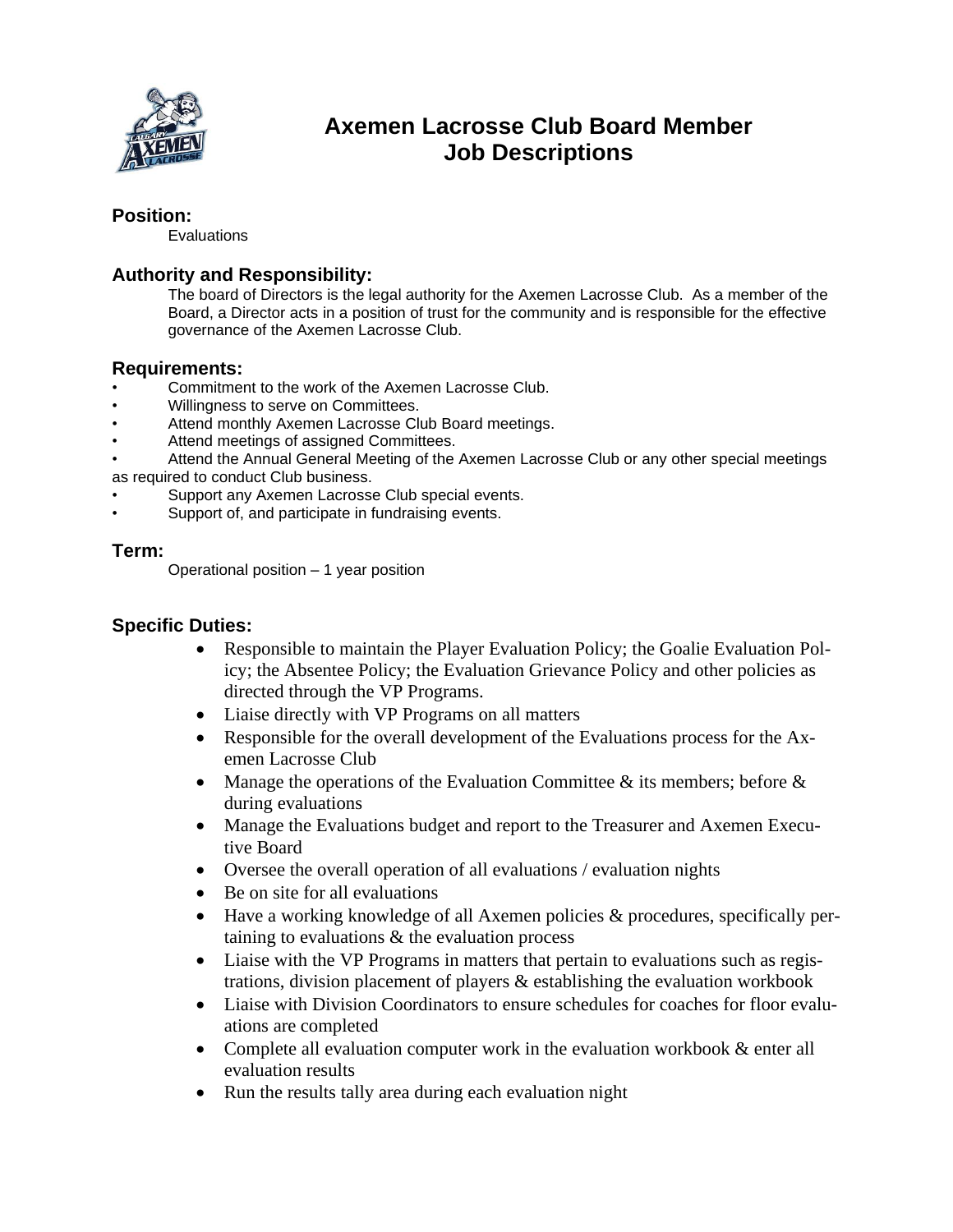# Axemen Lacrosse Club Board Member Job Descriptions

## Position:

Evaluations

## Authority and Responsibility:

The board of Directors is the legal authority for the Axemen Lacrosse Club. As a member of the Board, a Director acts in a position of trust for the community and is responsible for the effective governance of the Axemen Lacrosse Club.

## Requirements:

- Commitment to the work of the Axemen Lacrosse Club.
- Willingness to serve on Committees.
- Attend monthly Axemen Lacrosse Club Board meetings.
- Attend meetings of assigned Committees.
- Attend the Annual General Meeting of the Axemen Lacrosse Club or any other special meetings as required to conduct Club business.
- Support any Axemen Lacrosse Club special events.
- Support of, and participate in fundraising events.

## Term:

Operational position – 1 year position

## Specific Duties:

- Responsible to maintain the Player Evaluation Policy; the Goalie Evaluation Policy; the Absentee Policy; the Evaluation Grievance Policy and other policies as directed through the VP Programs.
- Liaise directly with VP Programs on all matters
- Responsible for the overall development of the Evaluations process for the Axemen Lacrosse Club
- Manage the operations of the Evaluation Committee & its members; before & during evaluations
- Manage the Evaluations budget and report to the Treasurer and Axemen Executive Board
- Oversee the overall operation of all evaluations / evaluation nights
- Be on site for all evaluations
- Have a working knowledge of all Axemen policies & procedures, specifically pertaining to evaluations & the evaluation process
- Liaise with the VP Programs in matters that pertain to evaluations such as registrations, division placement of players & establishing the evaluation workbook
- Liaise with Division Coordinators to ensure schedules for coaches for floor evaluations are completed
- Complete all evaluation computer work in the evaluation workbook & enter all evaluation results
- Run the results tally area during each evaluation night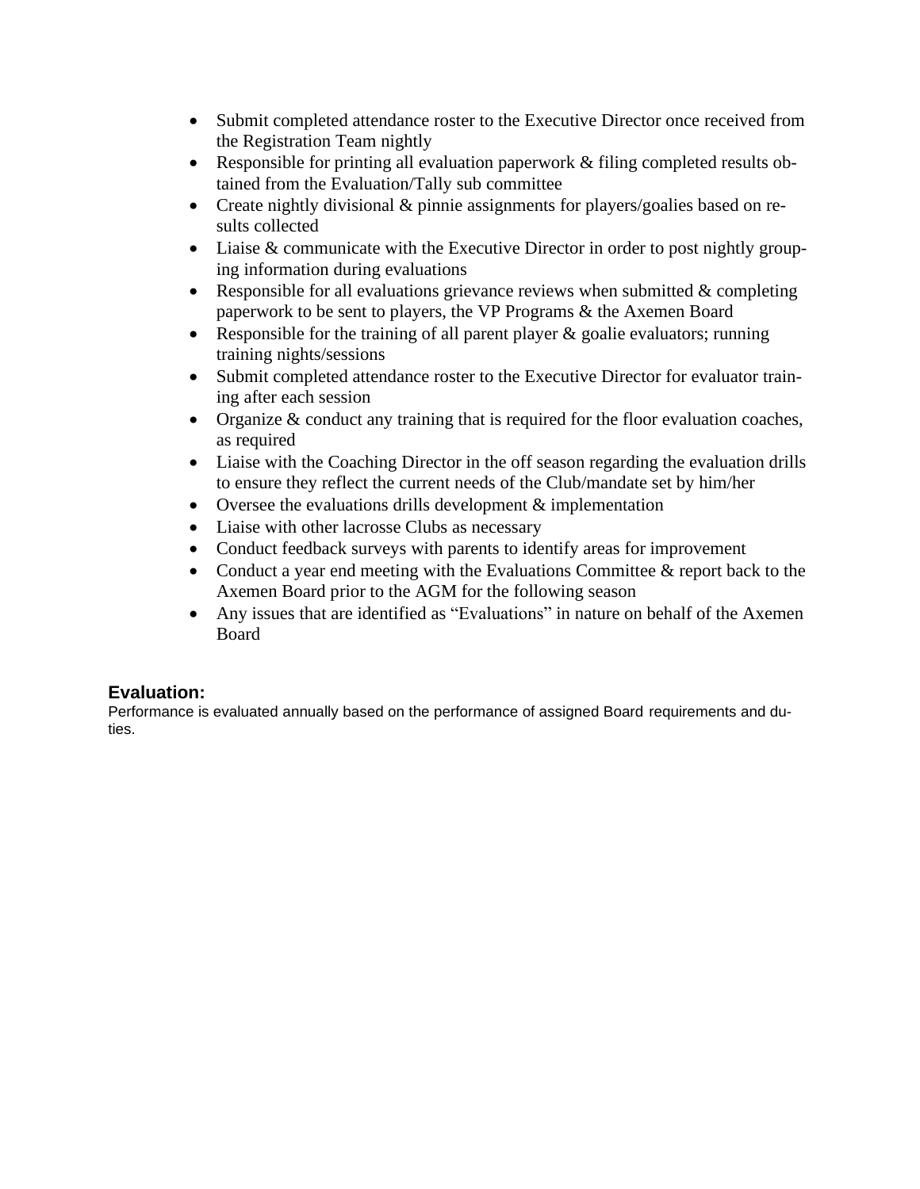- Submit completed attendance roster to the Executive Director once received from the Registration Team nightly
- Responsible for printing all evaluation paperwork & filing completed results obtained from the Evaluation/Tally sub committee
- Create nightly divisional & pinnie assignments for players/goalies based on results collected
- Liaise & communicate with the Executive Director in order to post nightly grouping information during evaluations
- Responsible for all evaluations grievance reviews when submitted & completing paperwork to be sent to players, the VP Programs & the Axemen Board
- Responsible for the training of all parent player & goalie evaluators; running training nights/sessions
- Submit completed attendance roster to the Executive Director for evaluator training after each session
- Organize & conduct any training that is required for the floor evaluation coaches, as required
- Liaise with the Coaching Director in the off season regarding the evaluation drills to ensure they reflect the current needs of the Club/mandate set by him/her
- Oversee the evaluations drills development & implementation
- Liaise with other lacrosse Clubs as necessary
- Conduct feedback surveys with parents to identify areas for improvement
- Conduct a year end meeting with the Evaluations Committee & report back to the Axemen Board prior to the AGM for the following season
- Any issues that are identified as "Evaluations" in nature on behalf of the Axemen Board

### Evaluation:

Performance is evaluated annually based on the performance of assigned Board requirements and duties.